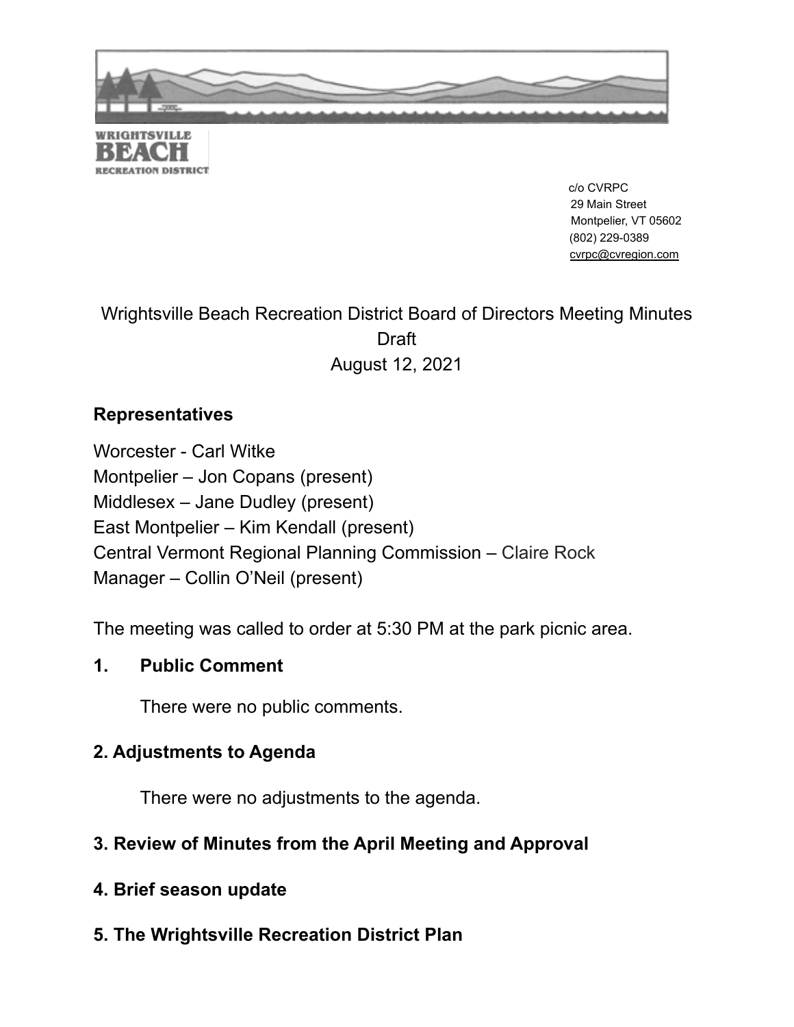WRIGHTSVILLE BEACH RECREATION DISTRICT

c/o CVRPC
29 Main Street
Montpelier, VT 05602
(802) 229-0389
cvrpc@cvregion.com

# Wrightsville Beach Recreation District Board of Directors Meeting Minutes
Draft
August 12, 2021

## Representatives

Worcester - Carl Witke
Montpelier – Jon Copans (present)
Middlesex – Jane Dudley (present)
East Montpelier – Kim Kendall (present)
Central Vermont Regional Planning Commission – Claire Rock
Manager – Collin O'Neil (present)

The meeting was called to order at 5:30 PM at the park picnic area.

## 1. Public Comment

There were no public comments.

## 2. Adjustments to Agenda

There were no adjustments to the agenda.

## 3. Review of Minutes from the April Meeting and Approval

## 4. Brief season update

## 5. The Wrightsville Recreation District Plan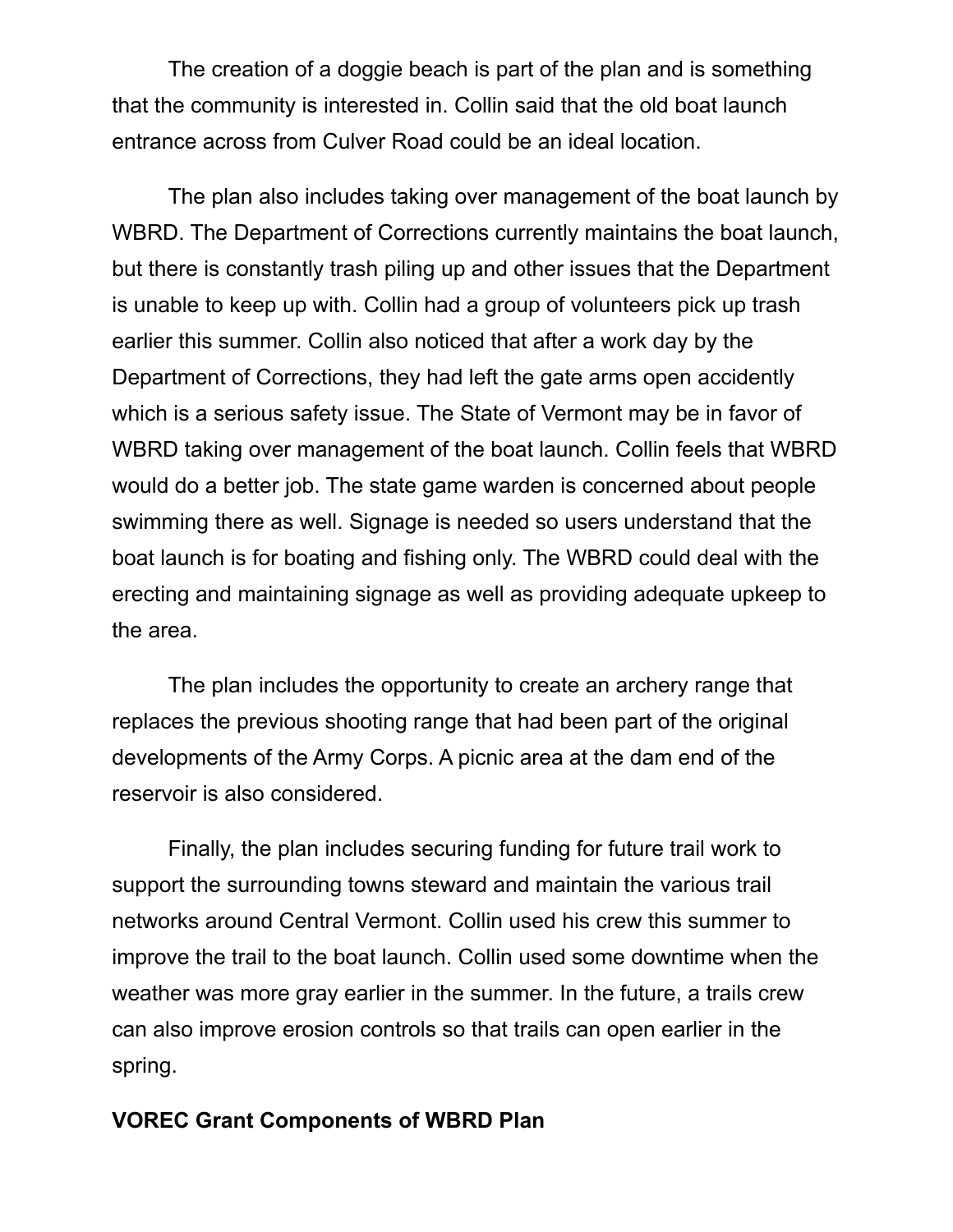The creation of a doggie beach is part of the plan and is something that the community is interested in. Collin said that the old boat launch entrance across from Culver Road could be an ideal location.

The plan also includes taking over management of the boat launch by WBRD. The Department of Corrections currently maintains the boat launch, but there is constantly trash piling up and other issues that the Department is unable to keep up with. Collin had a group of volunteers pick up trash earlier this summer. Collin also noticed that after a work day by the Department of Corrections, they had left the gate arms open accidently which is a serious safety issue. The State of Vermont may be in favor of WBRD taking over management of the boat launch. Collin feels that WBRD would do a better job. The state game warden is concerned about people swimming there as well. Signage is needed so users understand that the boat launch is for boating and fishing only. The WBRD could deal with the erecting and maintaining signage as well as providing adequate upkeep to the area.

The plan includes the opportunity to create an archery range that replaces the previous shooting range that had been part of the original developments of the Army Corps. A picnic area at the dam end of the reservoir is also considered.

Finally, the plan includes securing funding for future trail work to support the surrounding towns steward and maintain the various trail networks around Central Vermont. Collin used his crew this summer to improve the trail to the boat launch. Collin used some downtime when the weather was more gray earlier in the summer. In the future, a trails crew can also improve erosion controls so that trails can open earlier in the spring.

**VOREC Grant Components of WBRD Plan**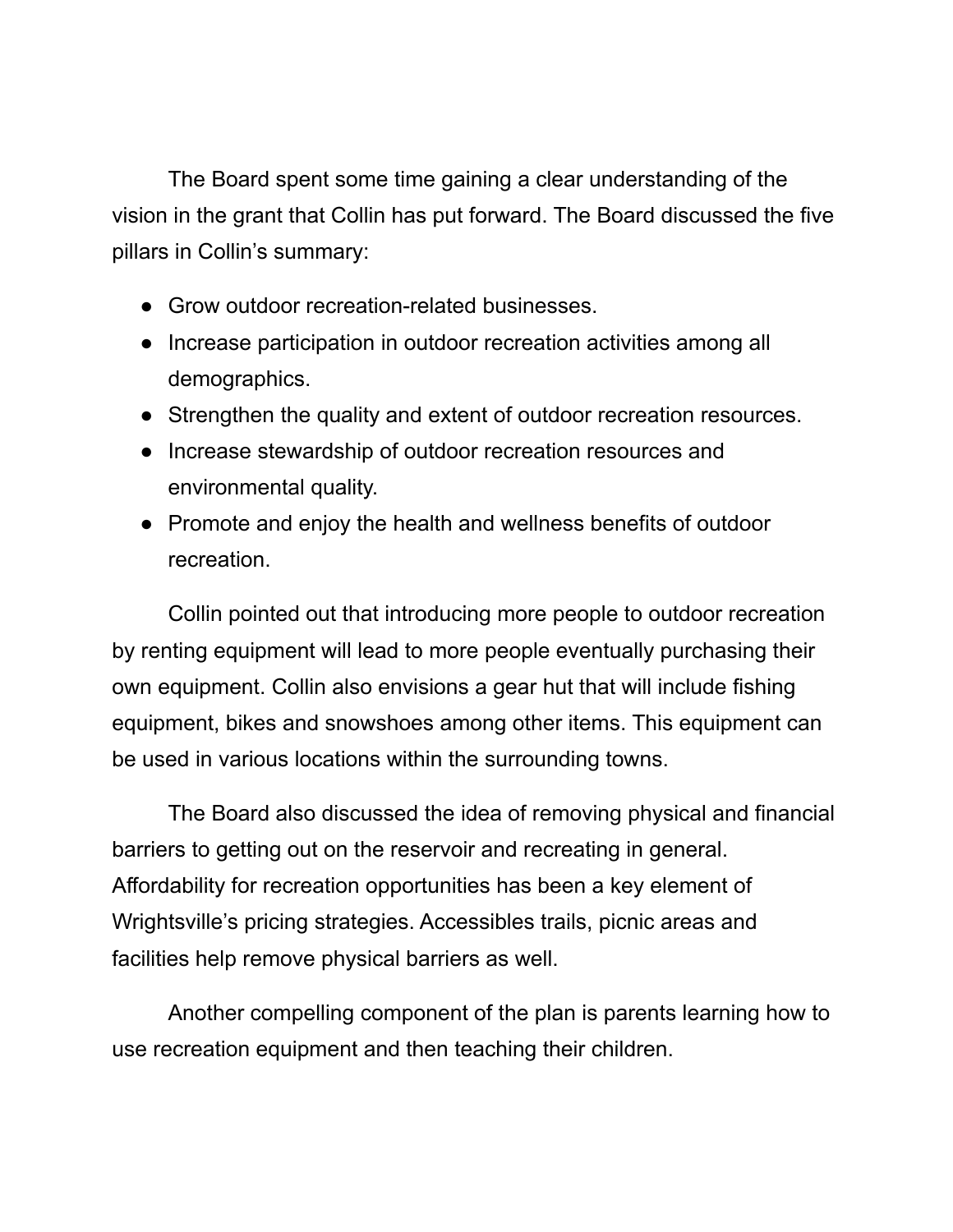The Board spent some time gaining a clear understanding of the vision in the grant that Collin has put forward. The Board discussed the five pillars in Collin's summary:

- Grow outdoor recreation-related businesses.
- Increase participation in outdoor recreation activities among all demographics.
- Strengthen the quality and extent of outdoor recreation resources.
- Increase stewardship of outdoor recreation resources and environmental quality.
- Promote and enjoy the health and wellness benefits of outdoor recreation.

Collin pointed out that introducing more people to outdoor recreation by renting equipment will lead to more people eventually purchasing their own equipment. Collin also envisions a gear hut that will include fishing equipment, bikes and snowshoes among other items. This equipment can be used in various locations within the surrounding towns.

The Board also discussed the idea of removing physical and financial barriers to getting out on the reservoir and recreating in general. Affordability for recreation opportunities has been a key element of Wrightsville's pricing strategies. Accessibles trails, picnic areas and facilities help remove physical barriers as well.

Another compelling component of the plan is parents learning how to use recreation equipment and then teaching their children.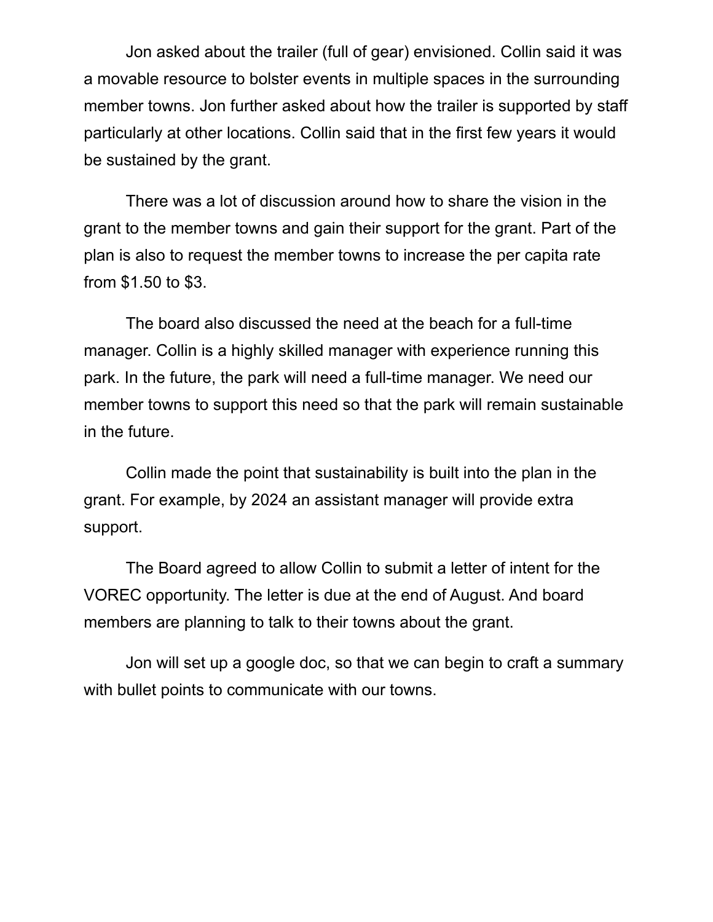Jon asked about the trailer (full of gear) envisioned. Collin said it was a movable resource to bolster events in multiple spaces in the surrounding member towns. Jon further asked about how the trailer is supported by staff particularly at other locations. Collin said that in the first few years it would be sustained by the grant.

There was a lot of discussion around how to share the vision in the grant to the member towns and gain their support for the grant. Part of the plan is also to request the member towns to increase the per capita rate from $1.50 to $3.

The board also discussed the need at the beach for a full-time manager. Collin is a highly skilled manager with experience running this park. In the future, the park will need a full-time manager. We need our member towns to support this need so that the park will remain sustainable in the future.

Collin made the point that sustainability is built into the plan in the grant. For example, by 2024 an assistant manager will provide extra support.

The Board agreed to allow Collin to submit a letter of intent for the VOREC opportunity. The letter is due at the end of August. And board members are planning to talk to their towns about the grant.

Jon will set up a google doc, so that we can begin to craft a summary with bullet points to communicate with our towns.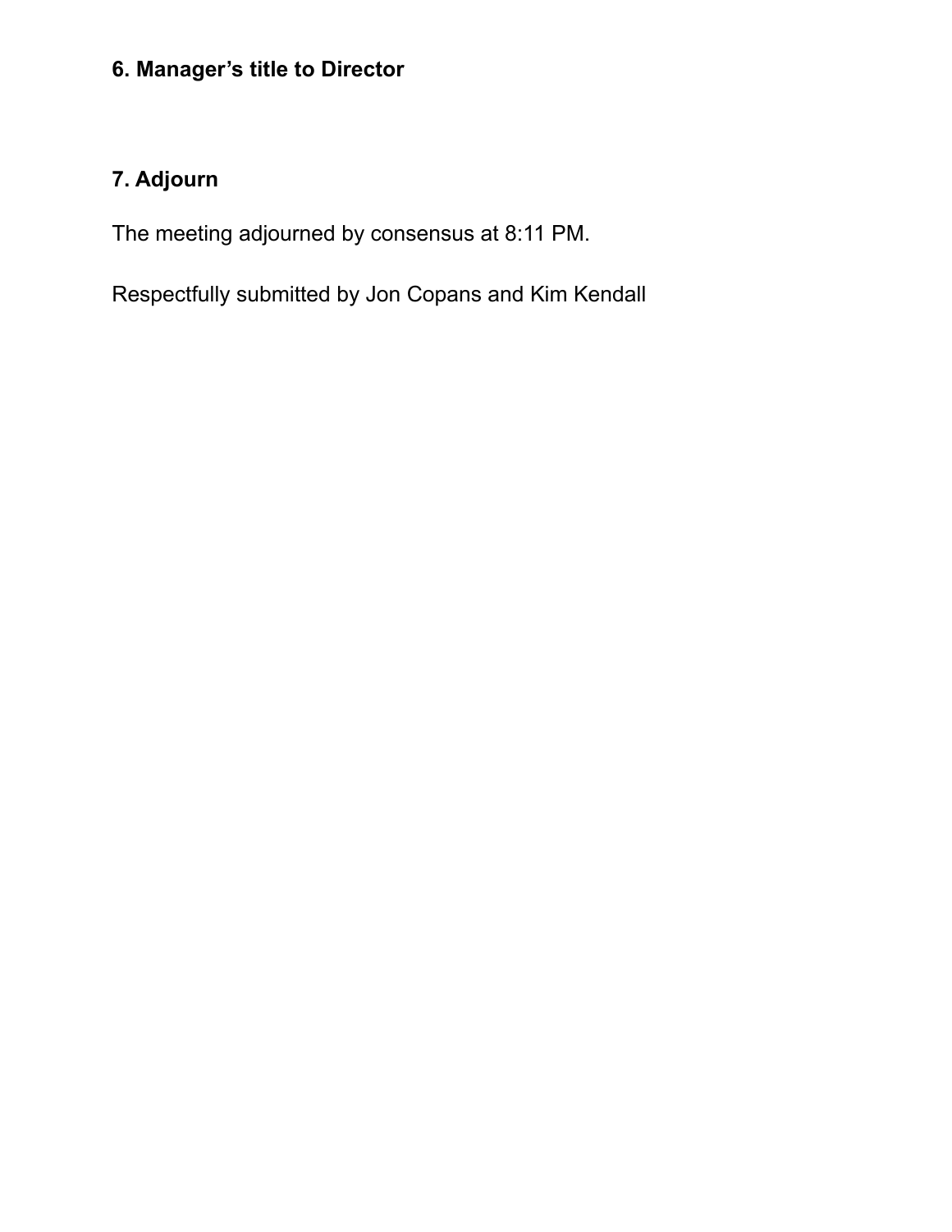**6. Manager's title to Director**

**7. Adjourn**

The meeting adjourned by consensus at 8:11 PM.

Respectfully submitted by Jon Copans and Kim Kendall